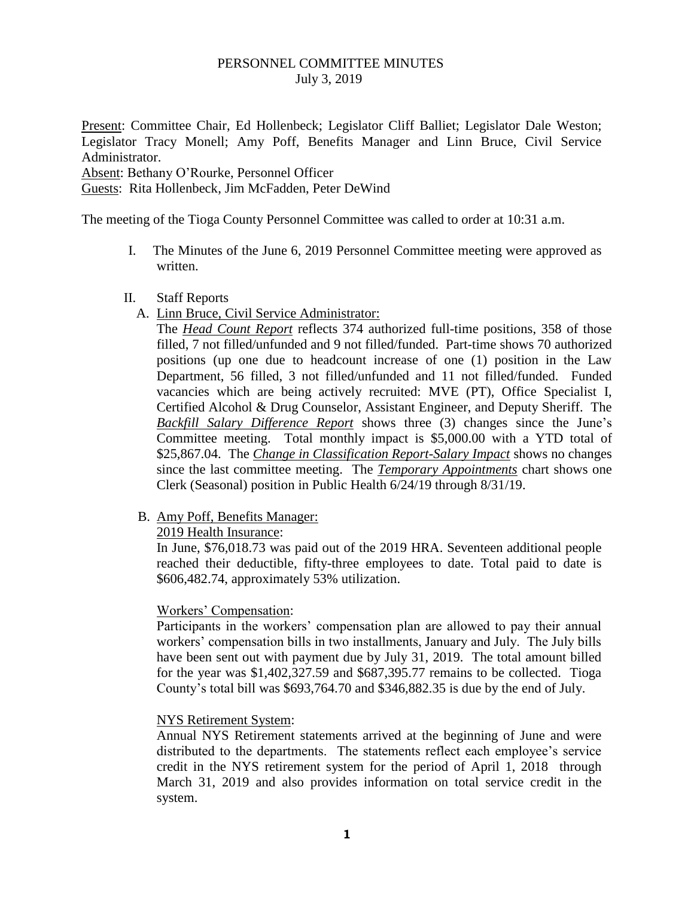# PERSONNEL COMMITTEE MINUTES
July 3, 2019

Present: Committee Chair, Ed Hollenbeck; Legislator Cliff Balliet; Legislator Dale Weston; Legislator Tracy Monell; Amy Poff, Benefits Manager and Linn Bruce, Civil Service Administrator.
Absent: Bethany O'Rourke, Personnel Officer
Guests: Rita Hollenbeck, Jim McFadden, Peter DeWind

The meeting of the Tioga County Personnel Committee was called to order at 10:31 a.m.

I. The Minutes of the June 6, 2019 Personnel Committee meeting were approved as written.

II. Staff Reports

A. Linn Bruce, Civil Service Administrator:

The ***Head Count Report*** reflects 374 authorized full-time positions, 358 of those filled, 7 not filled/unfunded and 9 not filled/funded. Part-time shows 70 authorized positions (up one due to headcount increase of one (1) position in the Law Department, 56 filled, 3 not filled/unfunded and 11 not filled/funded. Funded vacancies which are being actively recruited: MVE (PT), Office Specialist I, Certified Alcohol & Drug Counselor, Assistant Engineer, and Deputy Sheriff. The ***Backfill Salary Difference Report*** shows three (3) changes since the June's Committee meeting. Total monthly impact is $5,000.00 with a YTD total of $25,867.04. The ***Change in Classification Report-Salary Impact*** shows no changes since the last committee meeting. The ***Temporary Appointments*** chart shows one Clerk (Seasonal) position in Public Health 6/24/19 through 8/31/19.

B. Amy Poff, Benefits Manager:

2019 Health Insurance:

In June, $76,018.73 was paid out of the 2019 HRA. Seventeen additional people reached their deductible, fifty-three employees to date. Total paid to date is $606,482.74, approximately 53% utilization.

Workers' Compensation:

Participants in the workers' compensation plan are allowed to pay their annual workers' compensation bills in two installments, January and July. The July bills have been sent out with payment due by July 31, 2019. The total amount billed for the year was $1,402,327.59 and $687,395.77 remains to be collected. Tioga County's total bill was $693,764.70 and $346,882.35 is due by the end of July.

NYS Retirement System:

Annual NYS Retirement statements arrived at the beginning of June and were distributed to the departments. The statements reflect each employee's service credit in the NYS retirement system for the period of April 1, 2018 through March 31, 2019 and also provides information on total service credit in the system.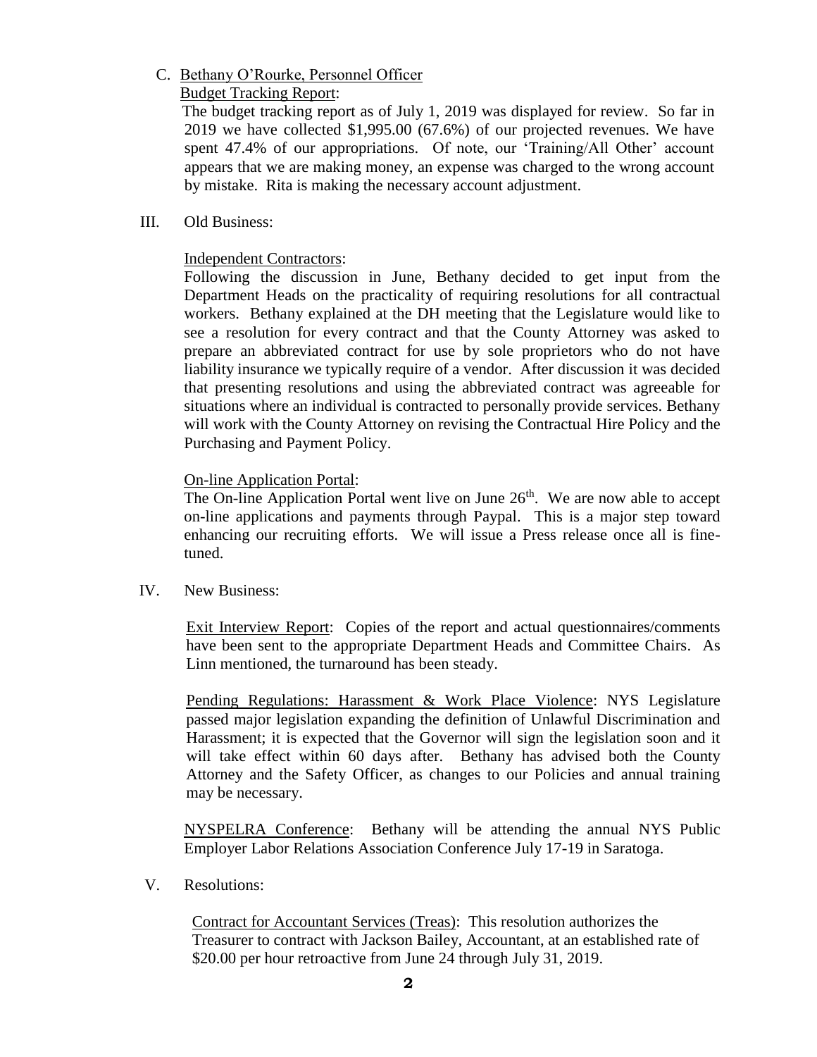C. Bethany O'Rourke, Personnel Officer

Budget Tracking Report:

The budget tracking report as of July 1, 2019 was displayed for review. So far in 2019 we have collected $1,995.00 (67.6%) of our projected revenues. We have spent 47.4% of our appropriations. Of note, our 'Training/All Other' account appears that we are making money, an expense was charged to the wrong account by mistake. Rita is making the necessary account adjustment.

III. Old Business:

Independent Contractors:

Following the discussion in June, Bethany decided to get input from the Department Heads on the practicality of requiring resolutions for all contractual workers. Bethany explained at the DH meeting that the Legislature would like to see a resolution for every contract and that the County Attorney was asked to prepare an abbreviated contract for use by sole proprietors who do not have liability insurance we typically require of a vendor. After discussion it was decided that presenting resolutions and using the abbreviated contract was agreeable for situations where an individual is contracted to personally provide services. Bethany will work with the County Attorney on revising the Contractual Hire Policy and the Purchasing and Payment Policy.

On-line Application Portal:

The On-line Application Portal went live on June 26th. We are now able to accept on-line applications and payments through Paypal. This is a major step toward enhancing our recruiting efforts. We will issue a Press release once all is fine-tuned.

IV. New Business:

Exit Interview Report: Copies of the report and actual questionnaires/comments have been sent to the appropriate Department Heads and Committee Chairs. As Linn mentioned, the turnaround has been steady.

Pending Regulations: Harassment & Work Place Violence: NYS Legislature passed major legislation expanding the definition of Unlawful Discrimination and Harassment; it is expected that the Governor will sign the legislation soon and it will take effect within 60 days after. Bethany has advised both the County Attorney and the Safety Officer, as changes to our Policies and annual training may be necessary.

NYSPELRA Conference: Bethany will be attending the annual NYS Public Employer Labor Relations Association Conference July 17-19 in Saratoga.

V. Resolutions:

Contract for Accountant Services (Treas): This resolution authorizes the Treasurer to contract with Jackson Bailey, Accountant, at an established rate of $20.00 per hour retroactive from June 24 through July 31, 2019.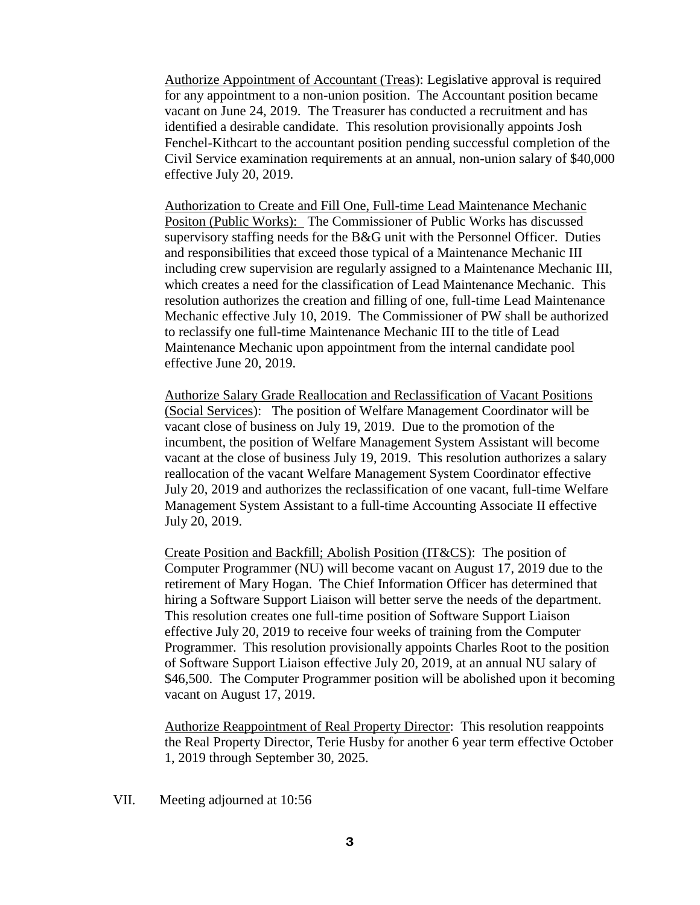Authorize Appointment of Accountant (Treas): Legislative approval is required for any appointment to a non-union position. The Accountant position became vacant on June 24, 2019. The Treasurer has conducted a recruitment and has identified a desirable candidate. This resolution provisionally appoints Josh Fenchel-Kithcart to the accountant position pending successful completion of the Civil Service examination requirements at an annual, non-union salary of $40,000 effective July 20, 2019.

Authorization to Create and Fill One, Full-time Lead Maintenance Mechanic Positon (Public Works): The Commissioner of Public Works has discussed supervisory staffing needs for the B&G unit with the Personnel Officer. Duties and responsibilities that exceed those typical of a Maintenance Mechanic III including crew supervision are regularly assigned to a Maintenance Mechanic III, which creates a need for the classification of Lead Maintenance Mechanic. This resolution authorizes the creation and filling of one, full-time Lead Maintenance Mechanic effective July 10, 2019. The Commissioner of PW shall be authorized to reclassify one full-time Maintenance Mechanic III to the title of Lead Maintenance Mechanic upon appointment from the internal candidate pool effective June 20, 2019.

Authorize Salary Grade Reallocation and Reclassification of Vacant Positions (Social Services): The position of Welfare Management Coordinator will be vacant close of business on July 19, 2019. Due to the promotion of the incumbent, the position of Welfare Management System Assistant will become vacant at the close of business July 19, 2019. This resolution authorizes a salary reallocation of the vacant Welfare Management System Coordinator effective July 20, 2019 and authorizes the reclassification of one vacant, full-time Welfare Management System Assistant to a full-time Accounting Associate II effective July 20, 2019.

Create Position and Backfill; Abolish Position (IT&CS): The position of Computer Programmer (NU) will become vacant on August 17, 2019 due to the retirement of Mary Hogan. The Chief Information Officer has determined that hiring a Software Support Liaison will better serve the needs of the department. This resolution creates one full-time position of Software Support Liaison effective July 20, 2019 to receive four weeks of training from the Computer Programmer. This resolution provisionally appoints Charles Root to the position of Software Support Liaison effective July 20, 2019, at an annual NU salary of $46,500. The Computer Programmer position will be abolished upon it becoming vacant on August 17, 2019.

Authorize Reappointment of Real Property Director: This resolution reappoints the Real Property Director, Terie Husby for another 6 year term effective October 1, 2019 through September 30, 2025.

VII. Meeting adjourned at 10:56